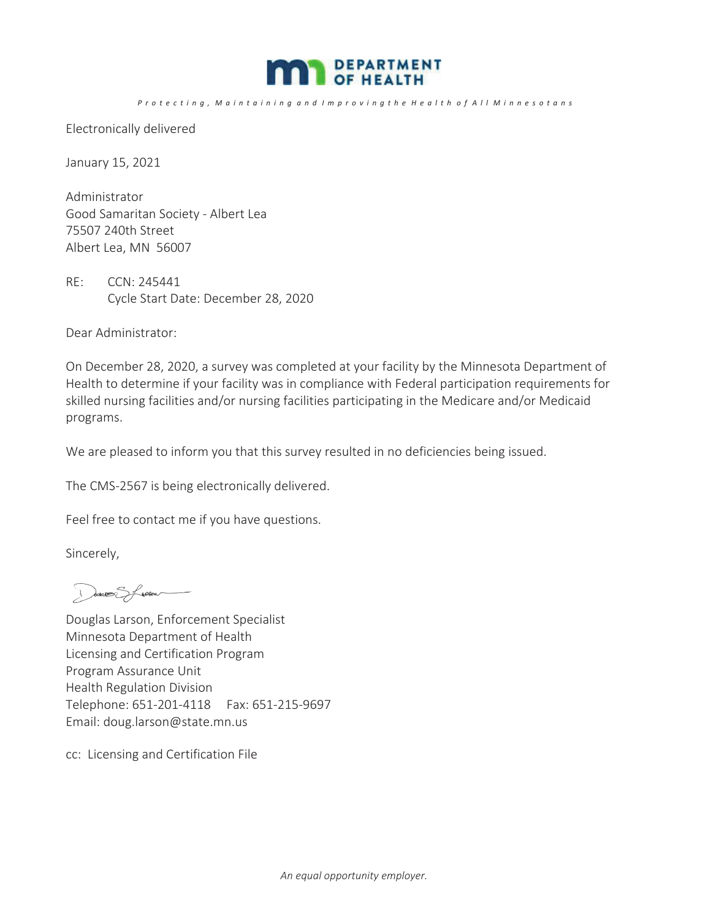DEPARTMENT OF HEALTH

*Protecting, Maintaining and Improving the Health of All Minnesotans*

Electronically delivered

January 15, 2021

Administrator
Good Samaritan Society - Albert Lea
75507 240th Street
Albert Lea, MN 56007

RE: CCN: 245441
Cycle Start Date: December 28, 2020

Dear Administrator:

On December 28, 2020, a survey was completed at your facility by the Minnesota Department of Health to determine if your facility was in compliance with Federal participation requirements for skilled nursing facilities and/or nursing facilities participating in the Medicare and/or Medicaid programs.

We are pleased to inform you that this survey resulted in no deficiencies being issued.

The CMS-2567 is being electronically delivered.

Feel free to contact me if you have questions.

Sincerely,

Douglas Larson, Enforcement Specialist
Minnesota Department of Health
Licensing and Certification Program
Program Assurance Unit
Health Regulation Division
Telephone: 651-201-4118 Fax: 651-215-9697
Email: doug.larson@state.mn.us

cc: Licensing and Certification File

*An equal opportunity employer.*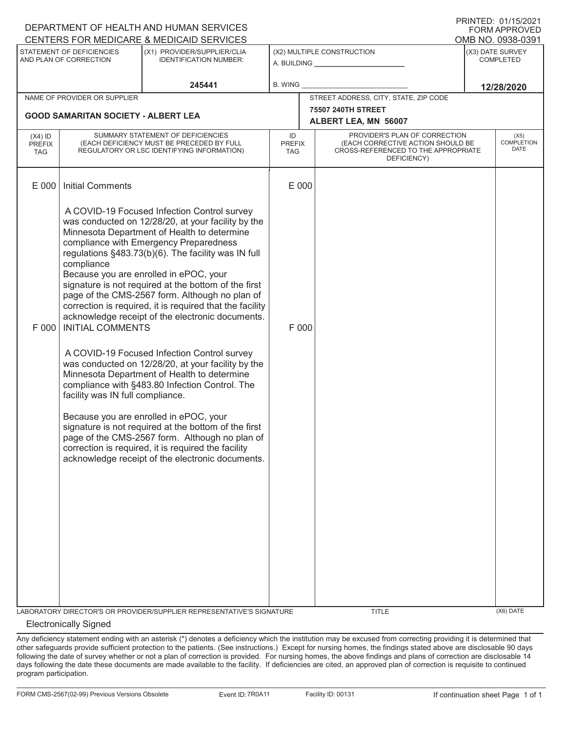DEPARTMENT OF HEALTH AND HUMAN SERVICES
CENTERS FOR MEDICARE & MEDICAID SERVICES

PRINTED: 01/15/2021
FORM APPROVED
OMB NO. 0938-0391

| STATEMENT OF DEFICIENCIES AND PLAN OF CORRECTION | (X1) PROVIDER/SUPPLIER/CLIA IDENTIFICATION NUMBER: | (X2) MULTIPLE CONSTRUCTION | (X3) DATE SURVEY COMPLETED |
|---|---|---|---|
| | 245441 | A. BUILDING ______ B. WING ______ | 12/28/2020 |

| NAME OF PROVIDER OR SUPPLIER | STREET ADDRESS, CITY, STATE, ZIP CODE |
|---|---|
| GOOD SAMARITAN SOCIETY - ALBERT LEA | 75507 240TH STREET ALBERT LEA, MN 56007 |

| (X4) ID PREFIX TAG | SUMMARY STATEMENT OF DEFICIENCIES (EACH DEFICIENCY MUST BE PRECEDED BY FULL REGULATORY OR LSC IDENTIFYING INFORMATION) | ID PREFIX TAG | PROVIDER'S PLAN OF CORRECTION (EACH CORRECTIVE ACTION SHOULD BE CROSS-REFERENCED TO THE APPROPRIATE DEFICIENCY) | (X5) COMPLETION DATE |
|---|---|---|---|---|
| E 000 | Initial Comments<br><br>A COVID-19 Focused Infection Control survey was conducted on 12/28/20, at your facility by the Minnesota Department of Health to determine compliance with Emergency Preparedness regulations §483.73(b)(6). The facility was IN full compliance<br>Because you are enrolled in ePOC, your signature is not required at the bottom of the first page of the CMS-2567 form. Although no plan of correction is required, it is required that the facility acknowledge receipt of the electronic documents. | E 000 | | |
| F 000 | INITIAL COMMENTS<br><br>A COVID-19 Focused Infection Control survey was conducted on 12/28/20, at your facility by the Minnesota Department of Health to determine compliance with §483.80 Infection Control. The facility was IN full compliance.<br><br>Because you are enrolled in ePOC, your signature is not required at the bottom of the first page of the CMS-2567 form. Although no plan of correction is required, it is required the facility acknowledge receipt of the electronic documents. | F 000 | | |

| LABORATORY DIRECTOR'S OR PROVIDER/SUPPLIER REPRESENTATIVE'S SIGNATURE | TITLE | (X6) DATE |
|---|---|---|
| Electronically Signed | | |

Any deficiency statement ending with an asterisk (*) denotes a deficiency which the institution may be excused from correcting providing it is determined that other safeguards provide sufficient protection to the patients. (See instructions.) Except for nursing homes, the findings stated above are disclosable 90 days following the date of survey whether or not a plan of correction is provided. For nursing homes, the above findings and plans of correction are disclosable 14 days following the date these documents are made available to the facility. If deficiencies are cited, an approved plan of correction is requisite to continued program participation.

FORM CMS-2567(02-99) Previous Versions Obsolete Event ID: 7R0A11 Facility ID: 00131 If continuation sheet Page 1 of 1